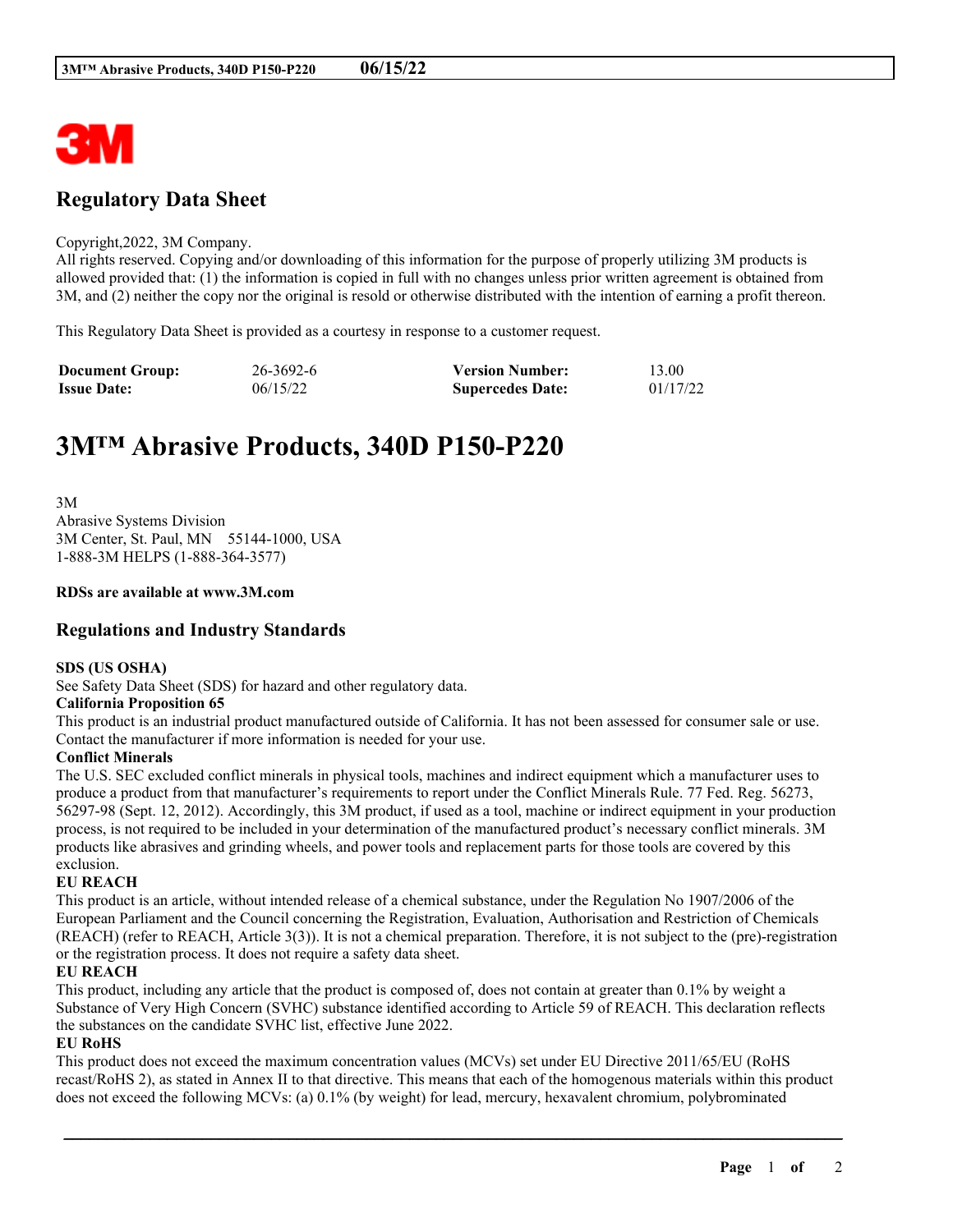# Regulatory Data Sheet

Copyright,2022, 3M Company.
All rights reserved. Copying and/or downloading of this information for the purpose of properly utilizing 3M products is allowed provided that: (1) the information is copied in full with no changes unless prior written agreement is obtained from 3M, and (2) neither the copy nor the original is resold or otherwise distributed with the intention of earning a profit thereon.

This Regulatory Data Sheet is provided as a courtesy in response to a customer request.

| | | | |
|---|---|---|---|
| **Document Group:** | 26-3692-6 | **Version Number:** | 13.00 |
| **Issue Date:** | 06/15/22 | **Supercedes Date:** | 01/17/22 |

# 3M™ Abrasive Products, 340D P150-P220

3M
Abrasive Systems Division
3M Center, St. Paul, MN 55144-1000, USA
1-888-3M HELPS (1-888-364-3577)

**RDSs are available at www.3M.com**

## Regulations and Industry Standards

**SDS (US OSHA)**
See Safety Data Sheet (SDS) for hazard and other regulatory data.

**California Proposition 65**
This product is an industrial product manufactured outside of California. It has not been assessed for consumer sale or use. Contact the manufacturer if more information is needed for your use.

**Conflict Minerals**
The U.S. SEC excluded conflict minerals in physical tools, machines and indirect equipment which a manufacturer uses to produce a product from that manufacturer's requirements to report under the Conflict Minerals Rule. 77 Fed. Reg. 56273, 56297-98 (Sept. 12, 2012). Accordingly, this 3M product, if used as a tool, machine or indirect equipment in your production process, is not required to be included in your determination of the manufactured product's necessary conflict minerals. 3M products like abrasives and grinding wheels, and power tools and replacement parts for those tools are covered by this exclusion.

**EU REACH**
This product is an article, without intended release of a chemical substance, under the Regulation No 1907/2006 of the European Parliament and the Council concerning the Registration, Evaluation, Authorisation and Restriction of Chemicals (REACH) (refer to REACH, Article 3(3)). It is not a chemical preparation. Therefore, it is not subject to the (pre)-registration or the registration process. It does not require a safety data sheet.

**EU REACH**
This product, including any article that the product is composed of, does not contain at greater than 0.1% by weight a Substance of Very High Concern (SVHC) substance identified according to Article 59 of REACH. This declaration reflects the substances on the candidate SVHC list, effective June 2022.

**EU RoHS**
This product does not exceed the maximum concentration values (MCVs) set under EU Directive 2011/65/EU (RoHS recast/RoHS 2), as stated in Annex II to that directive. This means that each of the homogenous materials within this product does not exceed the following MCVs: (a) 0.1% (by weight) for lead, mercury, hexavalent chromium, polybrominated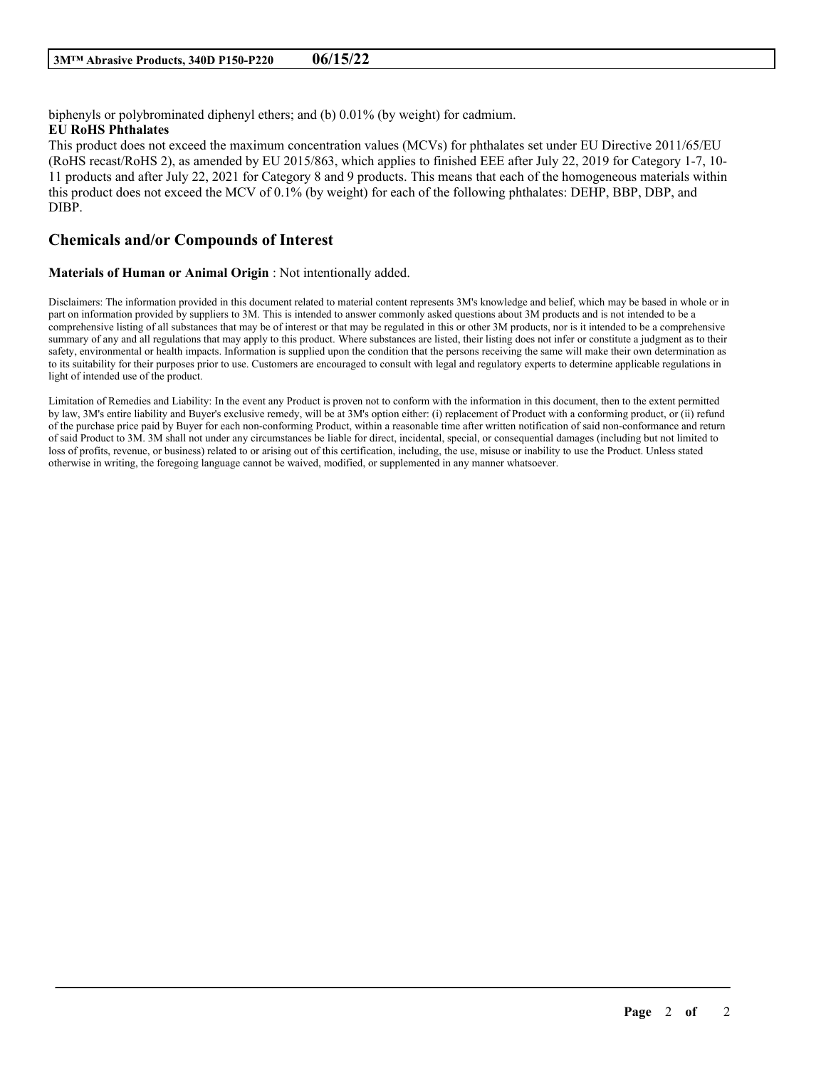biphenyls or polybrominated diphenyl ethers; and (b) 0.01% (by weight) for cadmium.

**EU RoHS Phthalates**

This product does not exceed the maximum concentration values (MCVs) for phthalates set under EU Directive 2011/65/EU (RoHS recast/RoHS 2), as amended by EU 2015/863, which applies to finished EEE after July 22, 2019 for Category 1-7, 10-11 products and after July 22, 2021 for Category 8 and 9 products. This means that each of the homogeneous materials within this product does not exceed the MCV of 0.1% (by weight) for each of the following phthalates: DEHP, BBP, DBP, and DIBP.

## Chemicals and/or Compounds of Interest

**Materials of Human or Animal Origin** : Not intentionally added.

Disclaimers: The information provided in this document related to material content represents 3M's knowledge and belief, which may be based in whole or in part on information provided by suppliers to 3M. This is intended to answer commonly asked questions about 3M products and is not intended to be a comprehensive listing of all substances that may be of interest or that may be regulated in this or other 3M products, nor is it intended to be a comprehensive summary of any and all regulations that may apply to this product. Where substances are listed, their listing does not infer or constitute a judgment as to their safety, environmental or health impacts. Information is supplied upon the condition that the persons receiving the same will make their own determination as to its suitability for their purposes prior to use. Customers are encouraged to consult with legal and regulatory experts to determine applicable regulations in light of intended use of the product.

Limitation of Remedies and Liability: In the event any Product is proven not to conform with the information in this document, then to the extent permitted by law, 3M's entire liability and Buyer's exclusive remedy, will be at 3M's option either: (i) replacement of Product with a conforming product, or (ii) refund of the purchase price paid by Buyer for each non-conforming Product, within a reasonable time after written notification of said non-conformance and return of said Product to 3M. 3M shall not under any circumstances be liable for direct, incidental, special, or consequential damages (including but not limited to loss of profits, revenue, or business) related to or arising out of this certification, including, the use, misuse or inability to use the Product. Unless stated otherwise in writing, the foregoing language cannot be waived, modified, or supplemented in any manner whatsoever.